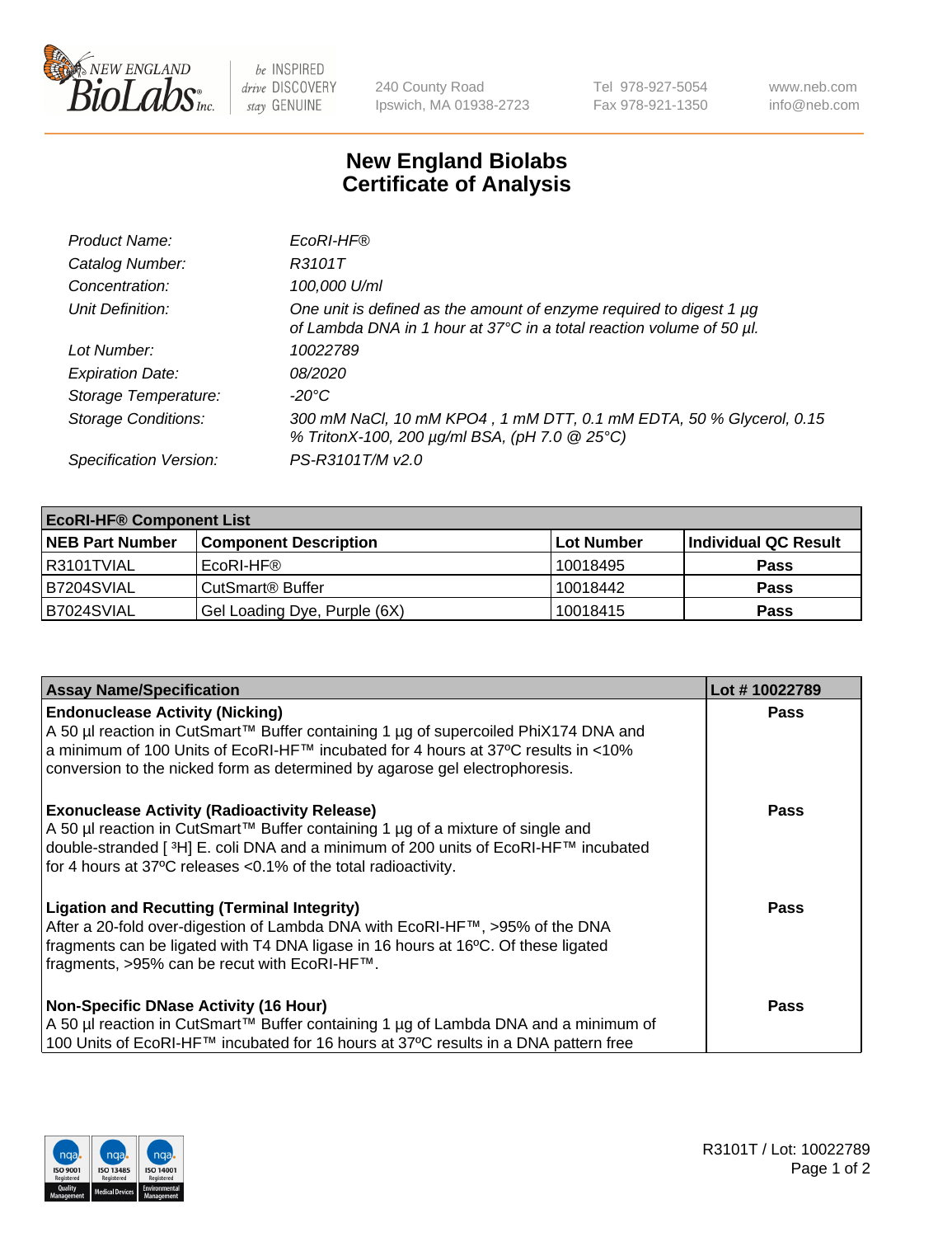# New England Biolabs Certificate of Analysis

| | |
|---|---|
| *Product Name:* | *EcoRI-HF®* |
| *Catalog Number:* | *R3101T* |
| *Concentration:* | *100,000 U/ml* |
| *Unit Definition:* | *One unit is defined as the amount of enzyme required to digest 1 µg of Lambda DNA in 1 hour at 37°C in a total reaction volume of 50 µl.* |
| *Lot Number:* | *10022789* |
| *Expiration Date:* | *08/2020* |
| *Storage Temperature:* | *-20°C* |
| *Storage Conditions:* | *300 mM NaCl, 10 mM KPO4 , 1 mM DTT, 0.1 mM EDTA, 50 % Glycerol, 0.15 % TritonX-100, 200 µg/ml BSA, (pH 7.0 @ 25°C)* |
| *Specification Version:* | *PS-R3101T/M v2.0* |

| **EcoRI-HF® Component List** | | | |
|---|---|---|---|
| **NEB Part Number** | **Component Description** | **Lot Number** | **Individual QC Result** |
| R3101TVIAL | EcoRI-HF® | 10018495 | **Pass** |
| B7204SVIAL | CutSmart® Buffer | 10018442 | **Pass** |
| B7024SVIAL | Gel Loading Dye, Purple (6X) | 10018415 | **Pass** |

| **Assay Name/Specification** | **Lot # 10022789** |
|---|---|
| **Endonuclease Activity (Nicking)**<br>A 50 µl reaction in CutSmart™ Buffer containing 1 µg of supercoiled PhiX174 DNA and a minimum of 100 Units of EcoRI-HF™ incubated for 4 hours at 37ºC results in <10% conversion to the nicked form as determined by agarose gel electrophoresis. | **Pass** |
| **Exonuclease Activity (Radioactivity Release)**<br>A 50 µl reaction in CutSmart™ Buffer containing 1 µg of a mixture of single and double-stranded [ $^{3}$H] E. coli DNA and a minimum of 200 units of EcoRI-HF™ incubated for 4 hours at 37ºC releases <0.1% of the total radioactivity. | **Pass** |
| **Ligation and Recutting (Terminal Integrity)**<br>After a 20-fold over-digestion of Lambda DNA with EcoRI-HF™, >95% of the DNA fragments can be ligated with T4 DNA ligase in 16 hours at 16ºC. Of these ligated fragments, >95% can be recut with EcoRI-HF™. | **Pass** |
| **Non-Specific DNase Activity (16 Hour)**<br>A 50 µl reaction in CutSmart™ Buffer containing 1 µg of Lambda DNA and a minimum of 100 Units of EcoRI-HF™ incubated for 16 hours at 37ºC results in a DNA pattern free | **Pass** |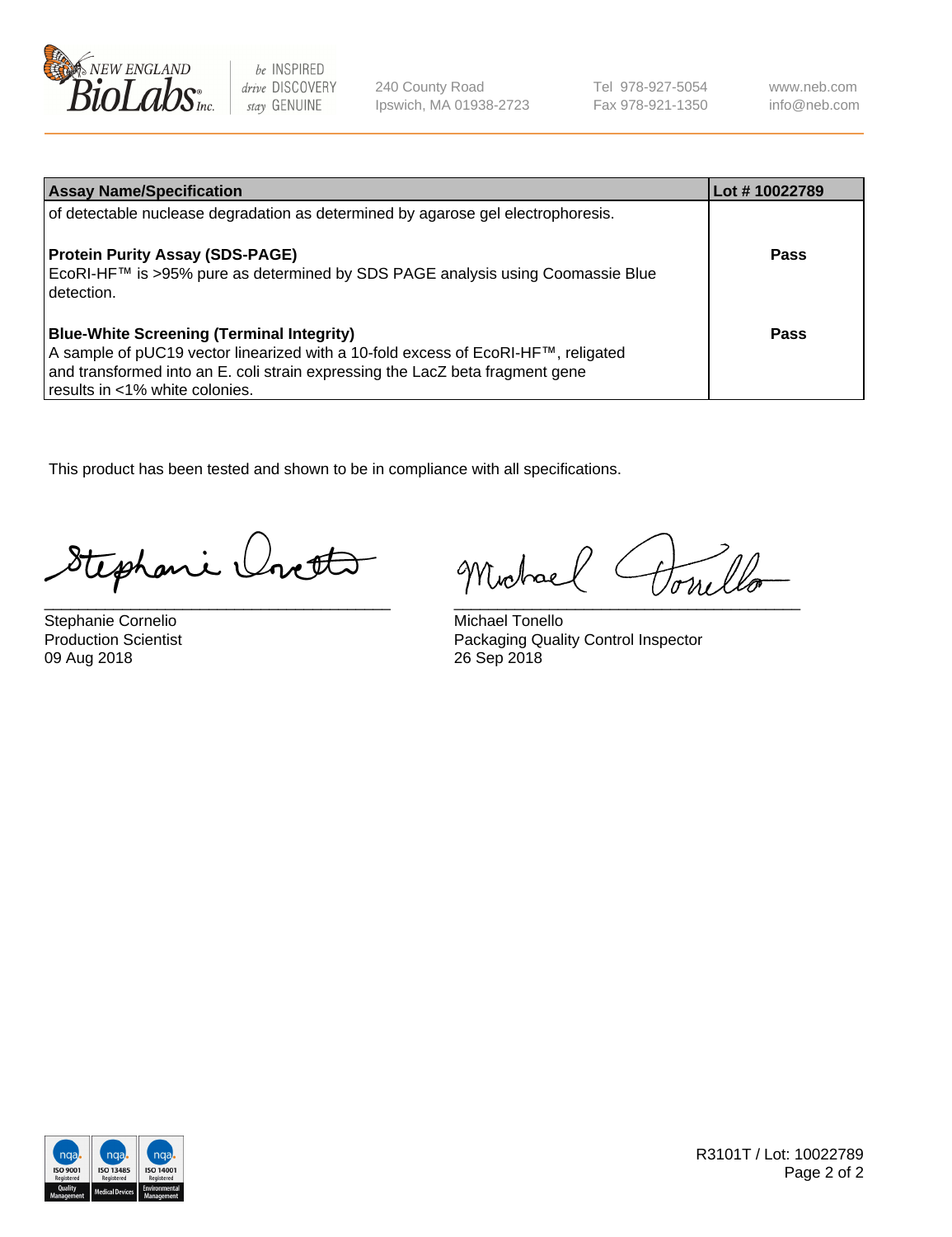| Assay Name/Specification | Lot # 10022789 |
| --- | --- |
| of detectable nuclease degradation as determined by agarose gel electrophoresis. | |
| **Protein Purity Assay (SDS-PAGE)**<br>EcoRI-HF™ is >95% pure as determined by SDS PAGE analysis using Coomassie Blue detection. | **Pass** |
| **Blue-White Screening (Terminal Integrity)**<br>A sample of pUC19 vector linearized with a 10-fold excess of EcoRI-HF™, religated and transformed into an E. coli strain expressing the LacZ beta fragment gene results in <1% white colonies. | **Pass** |

This product has been tested and shown to be in compliance with all specifications.

Stephanie Cornelio
Production Scientist
09 Aug 2018

Michael Tonello
Packaging Quality Control Inspector
26 Sep 2018

R3101T / Lot: 10022789